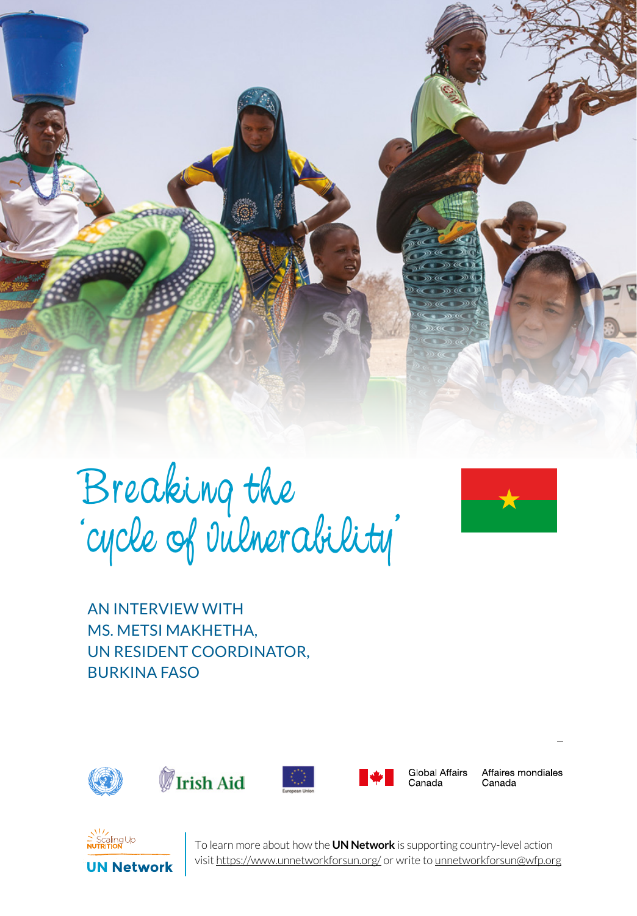# Breaking the 'cycle of vulnerability'

AN INTERVIEW WITH
MS. METSI MAKHETHA,
UN RESIDENT COORDINATOR,
BURKINA FASO

Irish Aid

European Union

Global Affairs Canada | Affaires mondiales Canada

Scaling Up Nutrition

**UN Network**

To learn more about how the **UN Network** is supporting country-level action visit https://www.unnetworkforsun.org/ or write to unnetworkforsun@wfp.org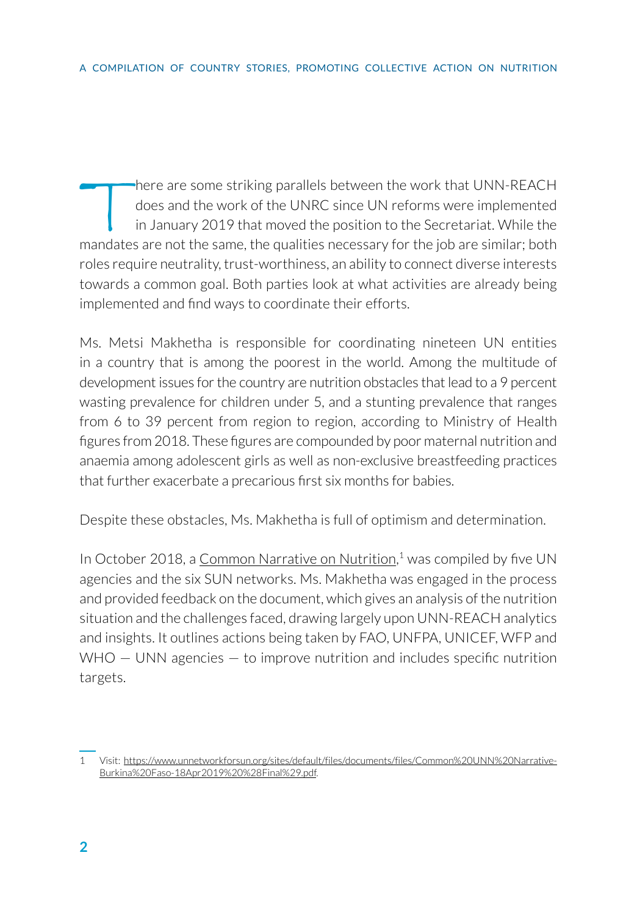There are some striking parallels between the work that UNN-REACH does and the work of the UNRC since UN reforms were implemented in January 2019 that moved the position to the Secretariat. While the mandates are not the same, the qualities necessary for the job are similar; both roles require neutrality, trust-worthiness, an ability to connect diverse interests towards a common goal. Both parties look at what activities are already being implemented and find ways to coordinate their efforts.

Ms. Metsi Makhetha is responsible for coordinating nineteen UN entities in a country that is among the poorest in the world. Among the multitude of development issues for the country are nutrition obstacles that lead to a 9 percent wasting prevalence for children under 5, and a stunting prevalence that ranges from 6 to 39 percent from region to region, according to Ministry of Health figures from 2018. These figures are compounded by poor maternal nutrition and anaemia among adolescent girls as well as non-exclusive breastfeeding practices that further exacerbate a precarious first six months for babies.

Despite these obstacles, Ms. Makhetha is full of optimism and determination.

In October 2018, a Common Narrative on Nutrition,[1] was compiled by five UN agencies and the six SUN networks. Ms. Makhetha was engaged in the process and provided feedback on the document, which gives an analysis of the nutrition situation and the challenges faced, drawing largely upon UNN-REACH analytics and insights. It outlines actions being taken by FAO, UNFPA, UNICEF, WFP and WHO — UNN agencies — to improve nutrition and includes specific nutrition targets.

---

1 Visit: https://www.unnetworkforsun.org/sites/default/files/documents/files/Common%20UNN%20Narrative-Burkina%20Faso-18Apr2019%20%28Final%29.pdf.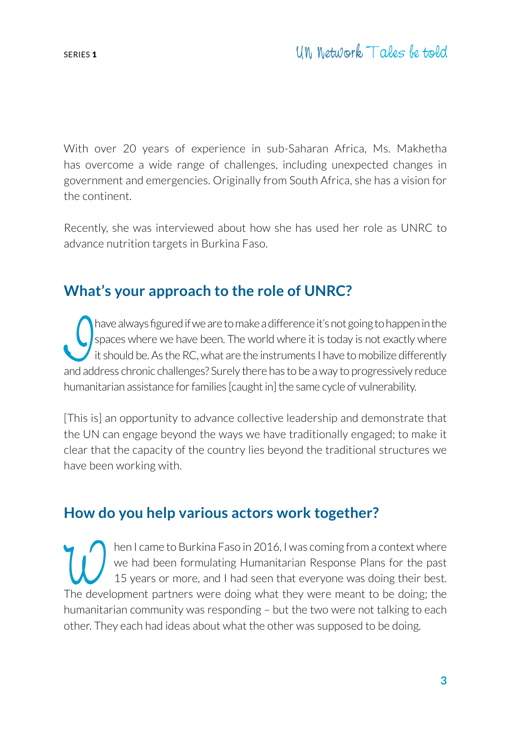With over 20 years of experience in sub-Saharan Africa, Ms. Makhetha has overcome a wide range of challenges, including unexpected changes in government and emergencies. Originally from South Africa, she has a vision for the continent.

Recently, she was interviewed about how she has used her role as UNRC to advance nutrition targets in Burkina Faso.

## What's your approach to the role of UNRC?

I have always figured if we are to make a difference it's not going to happen in the spaces where we have been. The world where it is today is not exactly where it should be. As the RC, what are the instruments I have to mobilize differently and address chronic challenges? Surely there has to be a way to progressively reduce humanitarian assistance for families [caught in] the same cycle of vulnerability.

[This is] an opportunity to advance collective leadership and demonstrate that the UN can engage beyond the ways we have traditionally engaged; to make it clear that the capacity of the country lies beyond the traditional structures we have been working with.

## How do you help various actors work together?

When I came to Burkina Faso in 2016, I was coming from a context where we had been formulating Humanitarian Response Plans for the past 15 years or more, and I had seen that everyone was doing their best. The development partners were doing what they were meant to be doing; the humanitarian community was responding – but the two were not talking to each other. They each had ideas about what the other was supposed to be doing.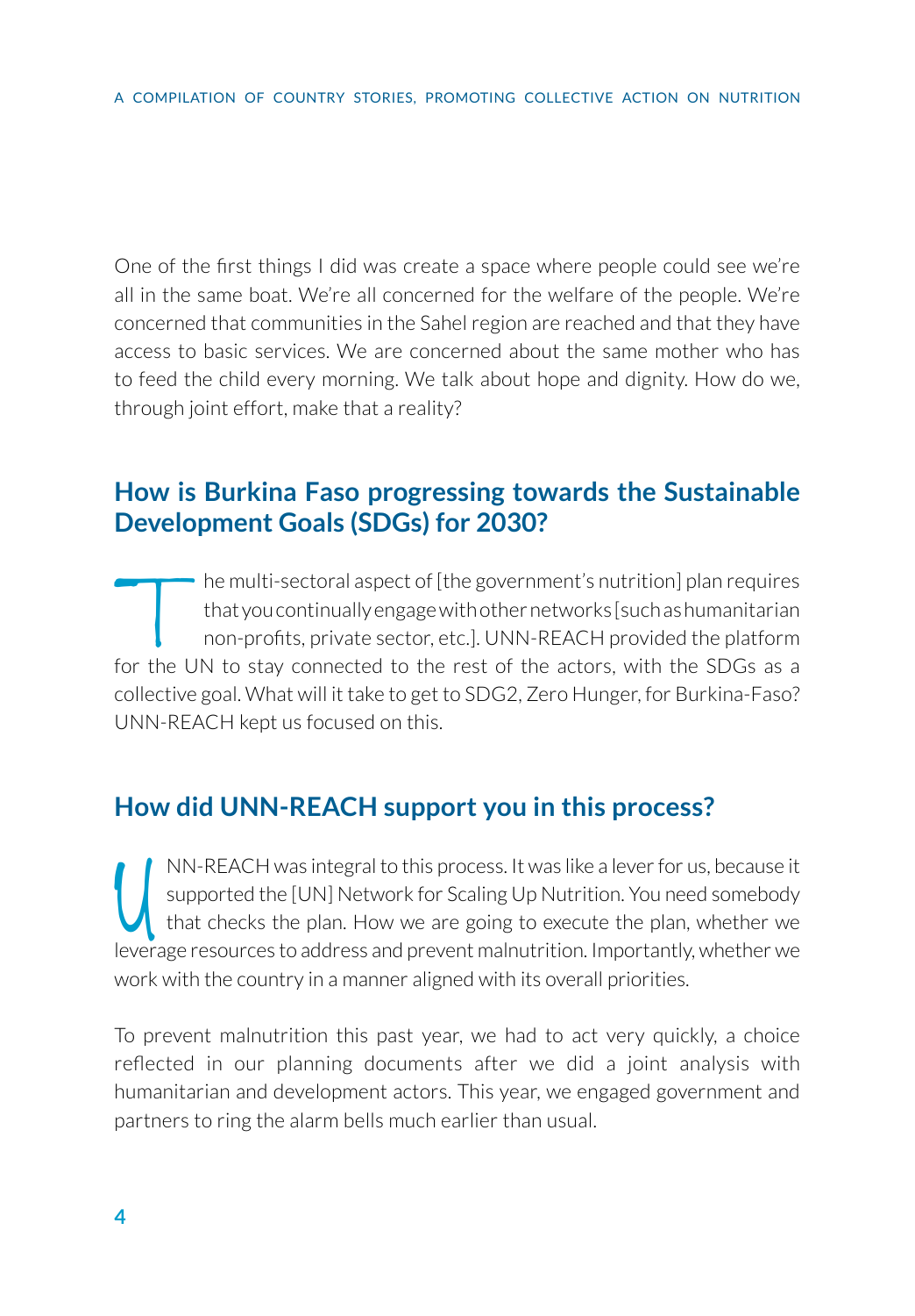One of the first things I did was create a space where people could see we're all in the same boat. We're all concerned for the welfare of the people. We're concerned that communities in the Sahel region are reached and that they have access to basic services. We are concerned about the same mother who has to feed the child every morning. We talk about hope and dignity. How do we, through joint effort, make that a reality?

## How is Burkina Faso progressing towards the Sustainable Development Goals (SDGs) for 2030?

The multi-sectoral aspect of [the government's nutrition] plan requires that you continually engage with other networks [such as humanitarian non-profits, private sector, etc.]. UNN-REACH provided the platform for the UN to stay connected to the rest of the actors, with the SDGs as a collective goal. What will it take to get to SDG2, Zero Hunger, for Burkina-Faso? UNN-REACH kept us focused on this.

## How did UNN-REACH support you in this process?

UNN-REACH was integral to this process. It was like a lever for us, because it supported the [UN] Network for Scaling Up Nutrition. You need somebody that checks the plan. How we are going to execute the plan, whether we leverage resources to address and prevent malnutrition. Importantly, whether we work with the country in a manner aligned with its overall priorities.

To prevent malnutrition this past year, we had to act very quickly, a choice reflected in our planning documents after we did a joint analysis with humanitarian and development actors. This year, we engaged government and partners to ring the alarm bells much earlier than usual.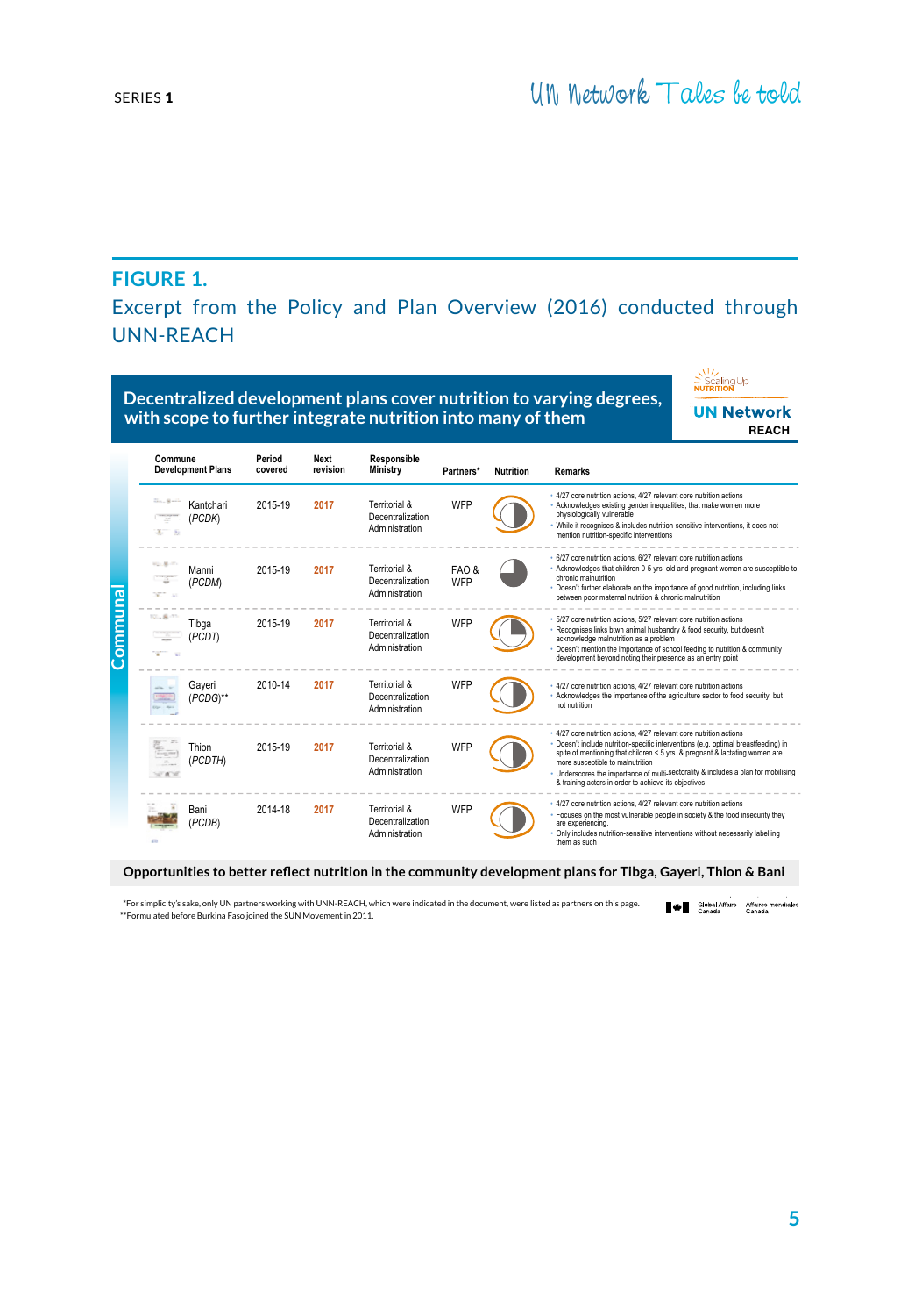## FIGURE 1.

Excerpt from the Policy and Plan Overview (2016) conducted through UNN-REACH

**Decentralized development plans cover nutrition to varying degrees, with scope to further integrate nutrition into many of them**

Scaling Up NUTRITION — UN Network REACH

**Communal**

| Commune Development Plans | Period covered | Next revision | Responsible Ministry | Partners* | Nutrition | Remarks |
|---|---|---|---|---|---|---|
| Kantchari (PCDK) | 2015-19 | 2017 | Territorial & Decentralization Administration | WFP | | • 4/27 core nutrition actions, 4/27 relevant core nutrition actions<br>• Acknowledges existing gender inequalities, that make women more physiologically vulnerable<br>• While it recognises & includes nutrition-sensitive interventions, it does not mention nutrition-specific interventions |
| Manni (PCDM) | 2015-19 | 2017 | Territorial & Decentralization Administration | FAO & WFP | | • 6/27 core nutrition actions, 6/27 relevant core nutrition actions<br>• Acknowledges that children 0-5 yrs. old and pregnant women are susceptible to chronic malnutrition<br>• Doesn't further elaborate on the importance of good nutrition, including links between poor maternal nutrition & chronic malnutrition |
| Tibga (PCDT) | 2015-19 | 2017 | Territorial & Decentralization Administration | WFP | | • 5/27 core nutrition actions, 5/27 relevant core nutrition actions<br>• Recognises links btwn animal husbandry & food security, but doesn't acknowledge malnutrition as a problem<br>• Doesn't mention the importance of school feeding to nutrition & community development beyond noting their presence as an entry point |
| Gayeri (PCDG)** | 2010-14 | 2017 | Territorial & Decentralization Administration | WFP | | • 4/27 core nutrition actions, 4/27 relevant core nutrition actions<br>• Acknowledges the importance of the agriculture sector to food security, but not nutrition |
| Thion (PCDTH) | 2015-19 | 2017 | Territorial & Decentralization Administration | WFP | | • 4/27 core nutrition actions, 4/27 relevant core nutrition actions<br>• Doesn't include nutrition-specific interventions (e.g. optimal breastfeeding) in spite of mentioning that children < 5 yrs. & pregnant & lactating women are more susceptible to malnutrition<br>• Underscores the importance of multi-sectorality & includes a plan for mobilising & training actors in order to achieve its objectives |
| Bani (PCDB) | 2014-18 | 2017 | Territorial & Decentralization Administration | WFP | | • 4/27 core nutrition actions, 4/27 relevant core nutrition actions<br>• Focuses on the most vulnerable people in society & the food insecurity they are experiencing.<br>• Only includes nutrition-sensitive interventions without necessarily labelling them as such |

**Opportunities to better reflect nutrition in the community development plans for Tibga, Gayeri, Thion & Bani**

*For simplicity's sake, only UN partners working with UNN-REACH, which were indicated in the document, were listed as partners on this page.
**Formulated before Burkina Faso joined the SUN Movement in 2011.

Global Affairs Canada — Affaires mondiales Canada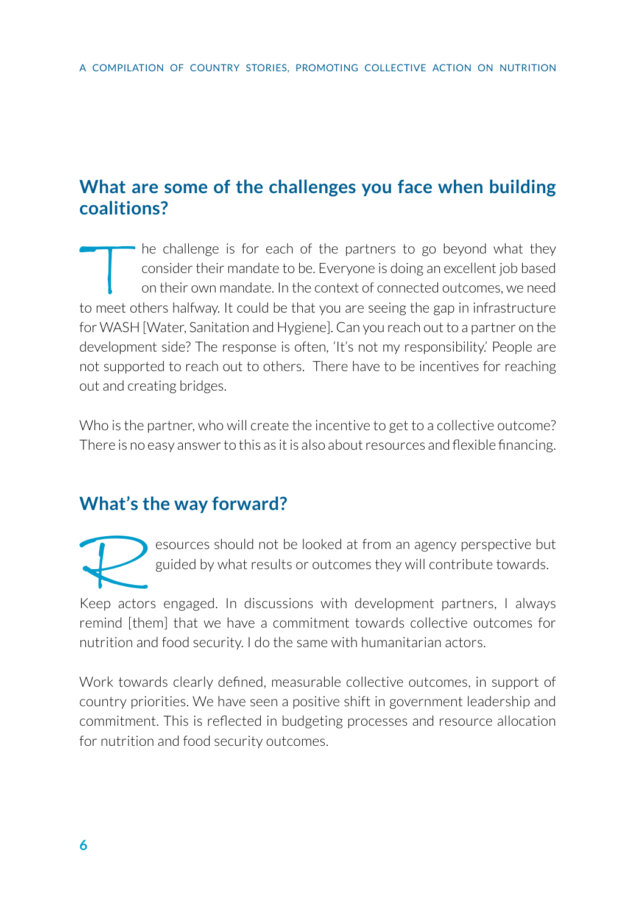## What are some of the challenges you face when building coalitions?

The challenge is for each of the partners to go beyond what they consider their mandate to be. Everyone is doing an excellent job based on their own mandate. In the context of connected outcomes, we need to meet others halfway. It could be that you are seeing the gap in infrastructure for WASH [Water, Sanitation and Hygiene]. Can you reach out to a partner on the development side? The response is often, 'It's not my responsibility.' People are not supported to reach out to others. There have to be incentives for reaching out and creating bridges.

Who is the partner, who will create the incentive to get to a collective outcome? There is no easy answer to this as it is also about resources and flexible financing.

## What's the way forward?

Resources should not be looked at from an agency perspective but guided by what results or outcomes they will contribute towards.

Keep actors engaged. In discussions with development partners, I always remind [them] that we have a commitment towards collective outcomes for nutrition and food security. I do the same with humanitarian actors.

Work towards clearly defined, measurable collective outcomes, in support of country priorities. We have seen a positive shift in government leadership and commitment. This is reflected in budgeting processes and resource allocation for nutrition and food security outcomes.